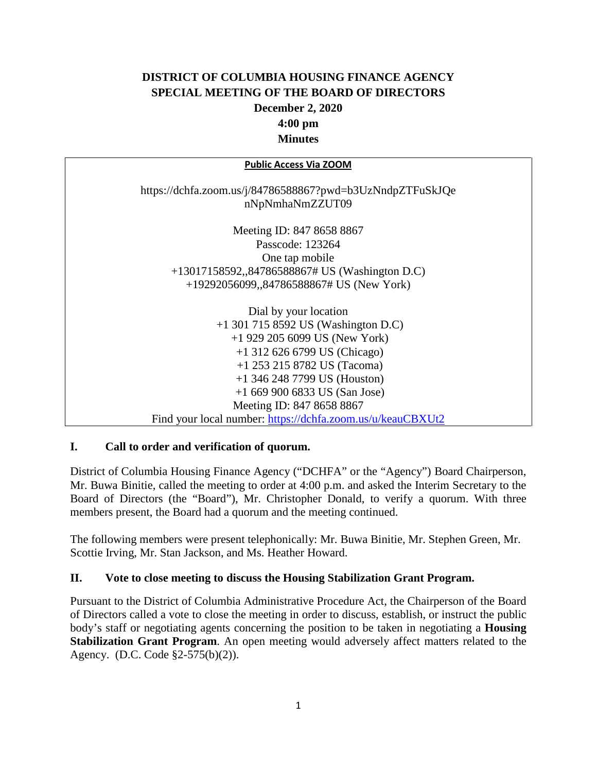# DISTRICT OF COLUMBIA HOUSING FINANCE AGENCY
## SPECIAL MEETING OF THE BOARD OF DIRECTORS
### December 2, 2020
### 4:00 pm
### Minutes

**Public Access Via ZOOM**

https://dchfa.zoom.us/j/84786588867?pwd=b3UzNndpZTFuSkJQenNpNmhaNmZZUT09

Meeting ID: 847 8658 8867
Passcode: 123264
One tap mobile
+13017158592,,84786588867# US (Washington D.C)
+19292056099,,84786588867# US (New York)

Dial by your location
+1 301 715 8592 US (Washington D.C)
+1 929 205 6099 US (New York)
+1 312 626 6799 US (Chicago)
+1 253 215 8782 US (Tacoma)
+1 346 248 7799 US (Houston)
+1 669 900 6833 US (San Jose)
Meeting ID: 847 8658 8867
Find your local number: https://dchfa.zoom.us/u/keauCBXUt2

## I. Call to order and verification of quorum.

District of Columbia Housing Finance Agency ("DCHFA" or the "Agency") Board Chairperson, Mr. Buwa Binitie, called the meeting to order at 4:00 p.m. and asked the Interim Secretary to the Board of Directors (the "Board"), Mr. Christopher Donald, to verify a quorum. With three members present, the Board had a quorum and the meeting continued.

The following members were present telephonically: Mr. Buwa Binitie, Mr. Stephen Green, Mr. Scottie Irving, Mr. Stan Jackson, and Ms. Heather Howard.

## II. Vote to close meeting to discuss the Housing Stabilization Grant Program.

Pursuant to the District of Columbia Administrative Procedure Act, the Chairperson of the Board of Directors called a vote to close the meeting in order to discuss, establish, or instruct the public body's staff or negotiating agents concerning the position to be taken in negotiating a **Housing Stabilization Grant Program**. An open meeting would adversely affect matters related to the Agency. (D.C. Code §2-575(b)(2)).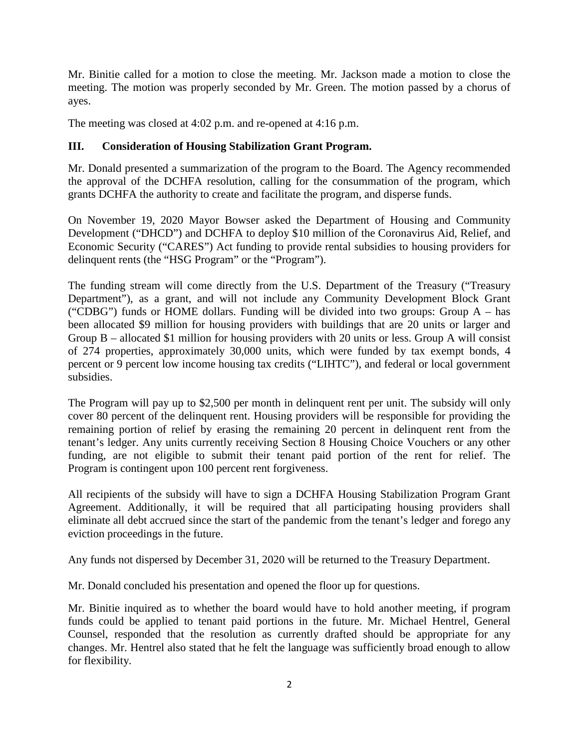Mr. Binitie called for a motion to close the meeting. Mr. Jackson made a motion to close the meeting. The motion was properly seconded by Mr. Green. The motion passed by a chorus of ayes.

The meeting was closed at 4:02 p.m. and re-opened at 4:16 p.m.

### III. Consideration of Housing Stabilization Grant Program.

Mr. Donald presented a summarization of the program to the Board. The Agency recommended the approval of the DCHFA resolution, calling for the consummation of the program, which grants DCHFA the authority to create and facilitate the program, and disperse funds.

On November 19, 2020 Mayor Bowser asked the Department of Housing and Community Development ("DHCD") and DCHFA to deploy $10 million of the Coronavirus Aid, Relief, and Economic Security ("CARES") Act funding to provide rental subsidies to housing providers for delinquent rents (the "HSG Program" or the "Program").

The funding stream will come directly from the U.S. Department of the Treasury ("Treasury Department"), as a grant, and will not include any Community Development Block Grant ("CDBG") funds or HOME dollars. Funding will be divided into two groups: Group A – has been allocated $9 million for housing providers with buildings that are 20 units or larger and Group B – allocated $1 million for housing providers with 20 units or less. Group A will consist of 274 properties, approximately 30,000 units, which were funded by tax exempt bonds, 4 percent or 9 percent low income housing tax credits ("LIHTC"), and federal or local government subsidies.

The Program will pay up to $2,500 per month in delinquent rent per unit. The subsidy will only cover 80 percent of the delinquent rent. Housing providers will be responsible for providing the remaining portion of relief by erasing the remaining 20 percent in delinquent rent from the tenant's ledger. Any units currently receiving Section 8 Housing Choice Vouchers or any other funding, are not eligible to submit their tenant paid portion of the rent for relief. The Program is contingent upon 100 percent rent forgiveness.

All recipients of the subsidy will have to sign a DCHFA Housing Stabilization Program Grant Agreement. Additionally, it will be required that all participating housing providers shall eliminate all debt accrued since the start of the pandemic from the tenant's ledger and forego any eviction proceedings in the future.

Any funds not dispersed by December 31, 2020 will be returned to the Treasury Department.

Mr. Donald concluded his presentation and opened the floor up for questions.

Mr. Binitie inquired as to whether the board would have to hold another meeting, if program funds could be applied to tenant paid portions in the future. Mr. Michael Hentrel, General Counsel, responded that the resolution as currently drafted should be appropriate for any changes. Mr. Hentrel also stated that he felt the language was sufficiently broad enough to allow for flexibility.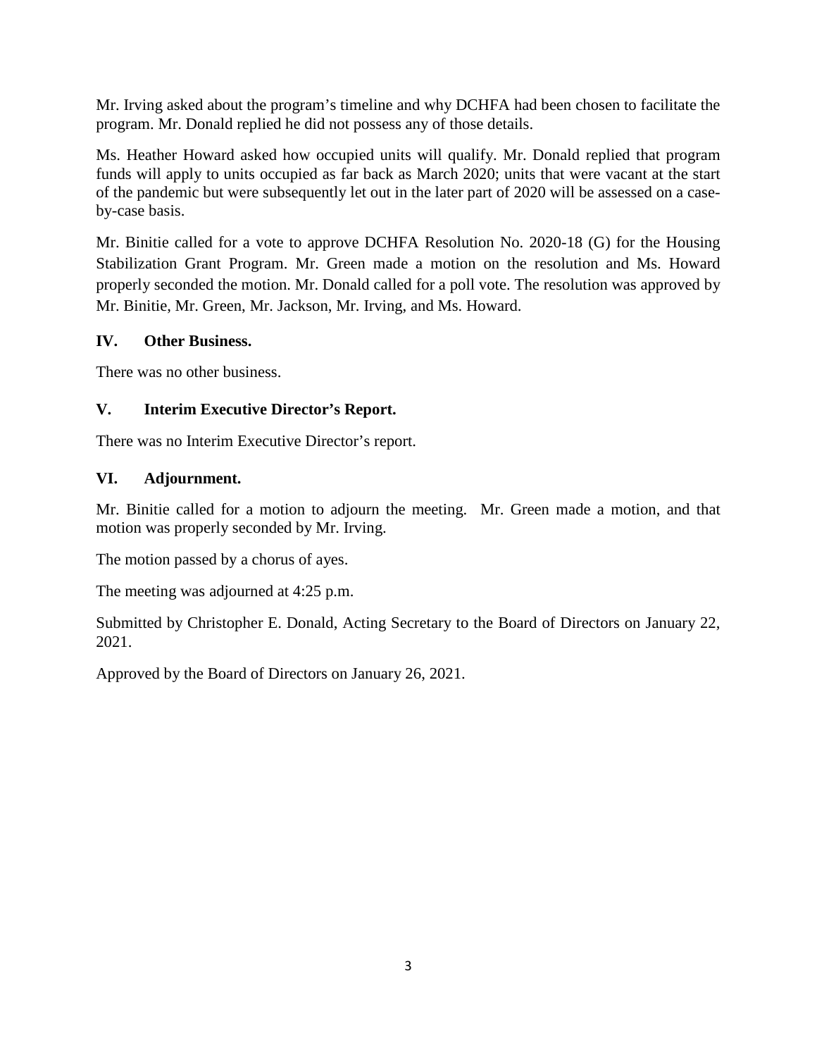Mr. Irving asked about the program's timeline and why DCHFA had been chosen to facilitate the program. Mr. Donald replied he did not possess any of those details.

Ms. Heather Howard asked how occupied units will qualify. Mr. Donald replied that program funds will apply to units occupied as far back as March 2020; units that were vacant at the start of the pandemic but were subsequently let out in the later part of 2020 will be assessed on a case-by-case basis.

Mr. Binitie called for a vote to approve DCHFA Resolution No. 2020-18 (G) for the Housing Stabilization Grant Program. Mr. Green made a motion on the resolution and Ms. Howard properly seconded the motion. Mr. Donald called for a poll vote. The resolution was approved by Mr. Binitie, Mr. Green, Mr. Jackson, Mr. Irving, and Ms. Howard.

## IV. Other Business.

There was no other business.

## V. Interim Executive Director's Report.

There was no Interim Executive Director's report.

## VI. Adjournment.

Mr. Binitie called for a motion to adjourn the meeting. Mr. Green made a motion, and that motion was properly seconded by Mr. Irving.

The motion passed by a chorus of ayes.

The meeting was adjourned at 4:25 p.m.

Submitted by Christopher E. Donald, Acting Secretary to the Board of Directors on January 22, 2021.

Approved by the Board of Directors on January 26, 2021.